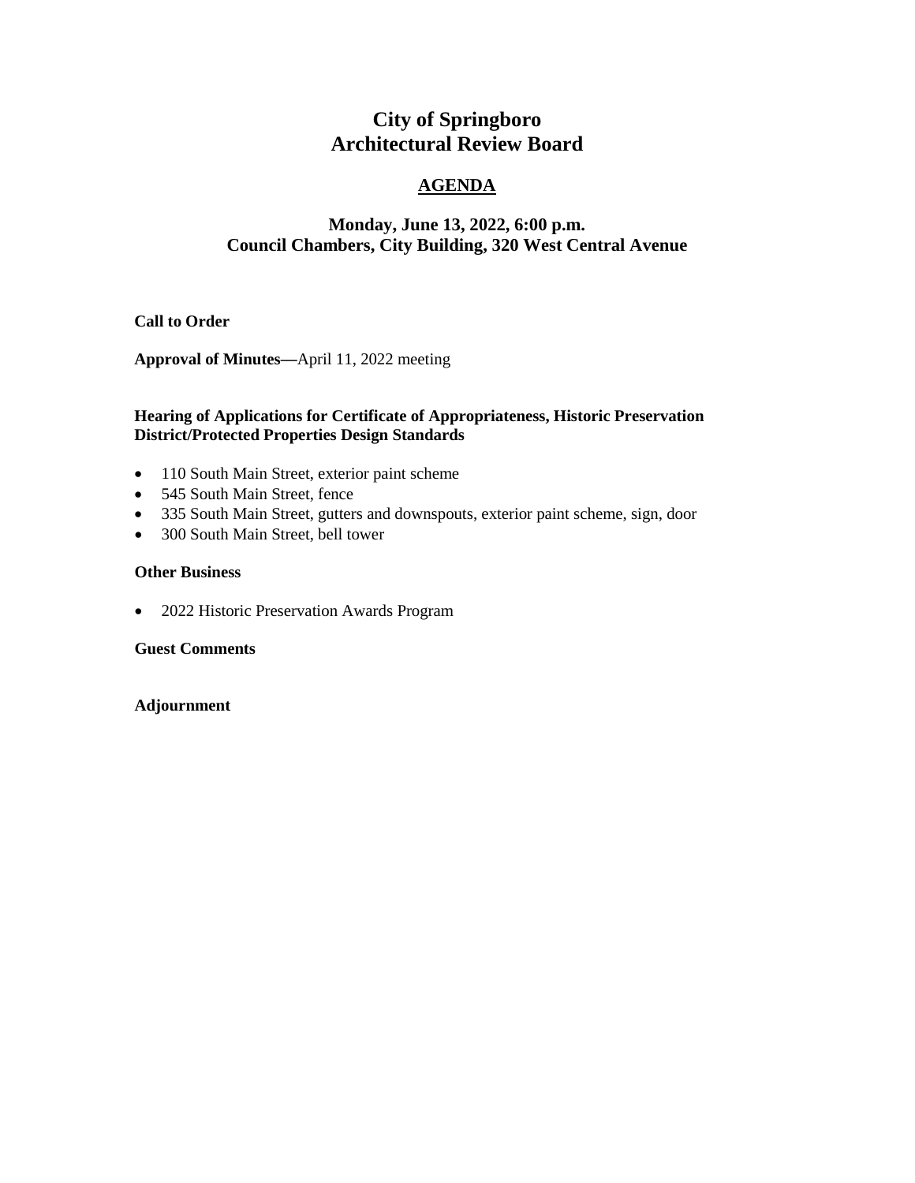# City of Springboro
# Architectural Review Board

## AGENDA

### Monday, June 13, 2022, 6:00 p.m.
### Council Chambers, City Building, 320 West Central Avenue

**Call to Order**

**Approval of Minutes—**April 11, 2022 meeting

**Hearing of Applications for Certificate of Appropriateness, Historic Preservation District/Protected Properties Design Standards**

- 110 South Main Street, exterior paint scheme
- 545 South Main Street, fence
- 335 South Main Street, gutters and downspouts, exterior paint scheme, sign, door
- 300 South Main Street, bell tower

**Other Business**

- 2022 Historic Preservation Awards Program

**Guest Comments**

**Adjournment**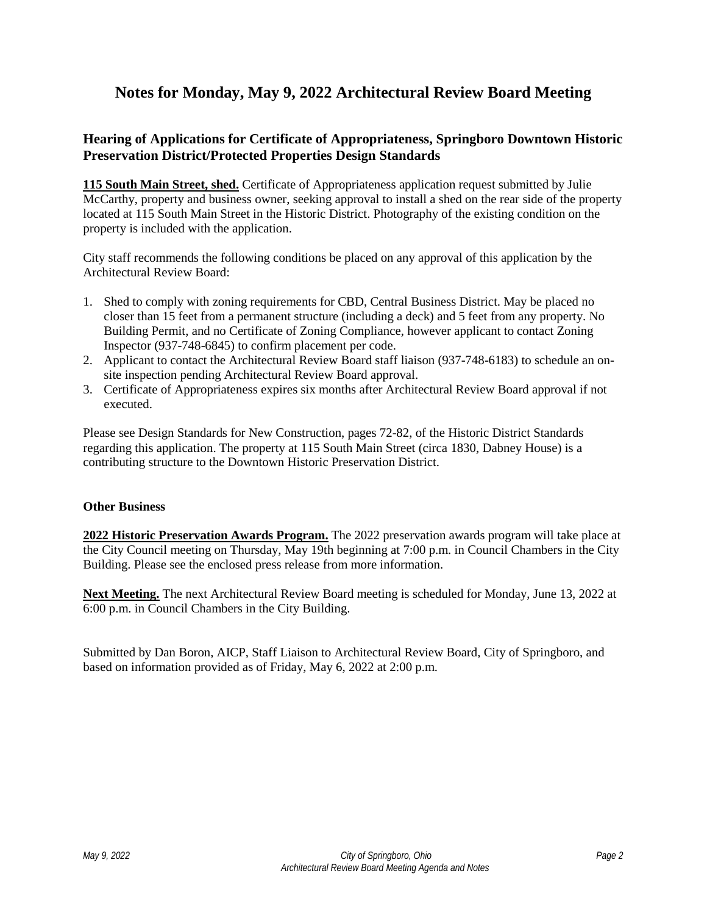# Notes for Monday, May 9, 2022 Architectural Review Board Meeting

## Hearing of Applications for Certificate of Appropriateness, Springboro Downtown Historic Preservation District/Protected Properties Design Standards

**115 South Main Street, shed.** Certificate of Appropriateness application request submitted by Julie McCarthy, property and business owner, seeking approval to install a shed on the rear side of the property located at 115 South Main Street in the Historic District. Photography of the existing condition on the property is included with the application.

City staff recommends the following conditions be placed on any approval of this application by the Architectural Review Board:

1. Shed to comply with zoning requirements for CBD, Central Business District. May be placed no closer than 15 feet from a permanent structure (including a deck) and 5 feet from any property. No Building Permit, and no Certificate of Zoning Compliance, however applicant to contact Zoning Inspector (937-748-6845) to confirm placement per code.
2. Applicant to contact the Architectural Review Board staff liaison (937-748-6183) to schedule an on-site inspection pending Architectural Review Board approval.
3. Certificate of Appropriateness expires six months after Architectural Review Board approval if not executed.

Please see Design Standards for New Construction, pages 72-82, of the Historic District Standards regarding this application. The property at 115 South Main Street (circa 1830, Dabney House) is a contributing structure to the Downtown Historic Preservation District.

## Other Business

**2022 Historic Preservation Awards Program.** The 2022 preservation awards program will take place at the City Council meeting on Thursday, May 19th beginning at 7:00 p.m. in Council Chambers in the City Building. Please see the enclosed press release from more information.

**Next Meeting.** The next Architectural Review Board meeting is scheduled for Monday, June 13, 2022 at 6:00 p.m. in Council Chambers in the City Building.

Submitted by Dan Boron, AICP, Staff Liaison to Architectural Review Board, City of Springboro, and based on information provided as of Friday, May 6, 2022 at 2:00 p.m.